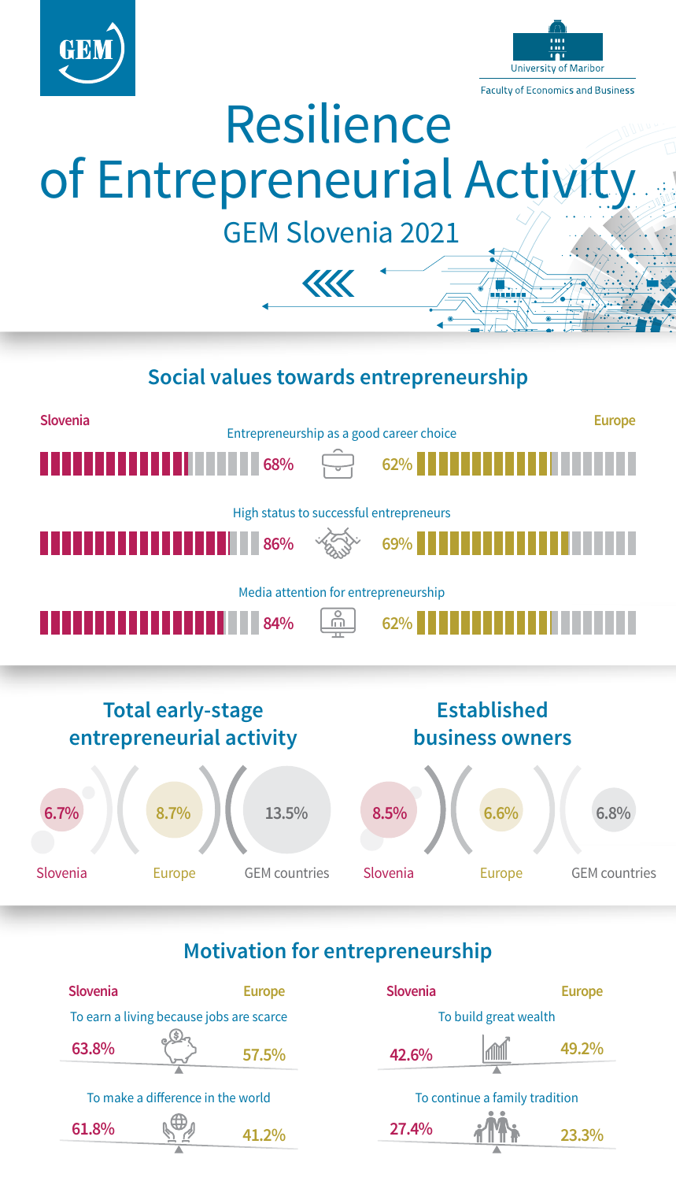GEM

University of Maribor

Faculty of Economics and Business

# Resilience of Entrepreneurial Activity

## GEM Slovenia 2021

## Social values towards entrepreneurship

| | Slovenia | Europe |
|---|---|---|
| Entrepreneurship as a good career choice | 68% | 62% |
| High status to successful entrepreneurs | 86% | 69% |
| Media attention for entrepreneurship | 84% | 62% |

## Total early-stage entrepreneurial activity

| Slovenia | Europe | GEM countries |
|---|---|---|
| 6.7% | 8.7% | 13.5% |

## Established business owners

| Slovenia | Europe | GEM countries |
|---|---|---|
| 8.5% | 6.6% | 6.8% |

## Motivation for entrepreneurship

| | Slovenia | Europe |
|---|---|---|
| To earn a living because jobs are scarce | 63.8% | 57.5% |
| To make a difference in the world | 61.8% | 41.2% |
| To build great wealth | 42.6% | 49.2% |
| To continue a family tradition | 27.4% | 23.3% |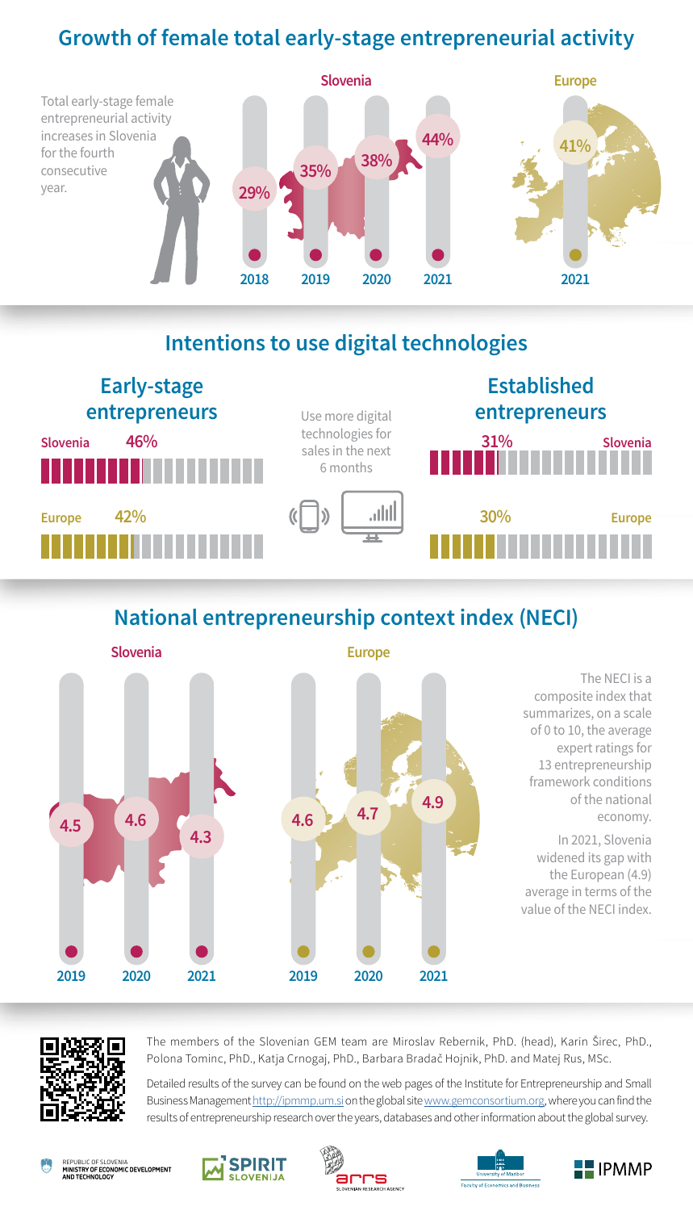## Growth of female total early-stage entrepreneurial activity

Total early-stage female entrepreneurial activity increases in Slovenia for the fourth consecutive year.

Slovenia

29%
35%
38%
44%

2018
2019
2020
2021

Europe

41%

2021

## Intentions to use digital technologies

### Early-stage entrepreneurs

Slovenia 46%

Europe 42%

Use more digital technologies for sales in the next 6 months

### Established entrepreneurs

31% Slovenia

30% Europe

## National entrepreneurship context index (NECI)

Slovenia

4.5
4.6
4.3

2019
2020
2021

Europe

4.6
4.7
4.9

2019
2020
2021

The NECI is a composite index that summarizes, on a scale of 0 to 10, the average expert ratings for 13 entrepreneurship framework conditions of the national economy.

In 2021, Slovenia widened its gap with the European (4.9) average in terms of the value of the NECI index.

The members of the Slovenian GEM team are Miroslav Rebernik, PhD. (head), Karin Širec, PhD., Polona Tominc, PhD., Katja Crnogaj, PhD., Barbara Bradač Hojnik, PhD. and Matej Rus, MSc.

Detailed results of the survey can be found on the web pages of the Institute for Entrepreneurship and Small Business Management http://ipmmp.um.si on the global site www.gemconsortium.org, where you can find the results of entrepreneurship research over the years, databases and other information about the global survey.

REPUBLIC OF SLOVENIA MINISTRY OF ECONOMIC DEVELOPMENT AND TECHNOLOGY

SPIRIT SLOVENIJA

arrs SLOVENIAN RESEARCH AGENCY

University of Maribor Faculty of Economics and Business

IPMMP